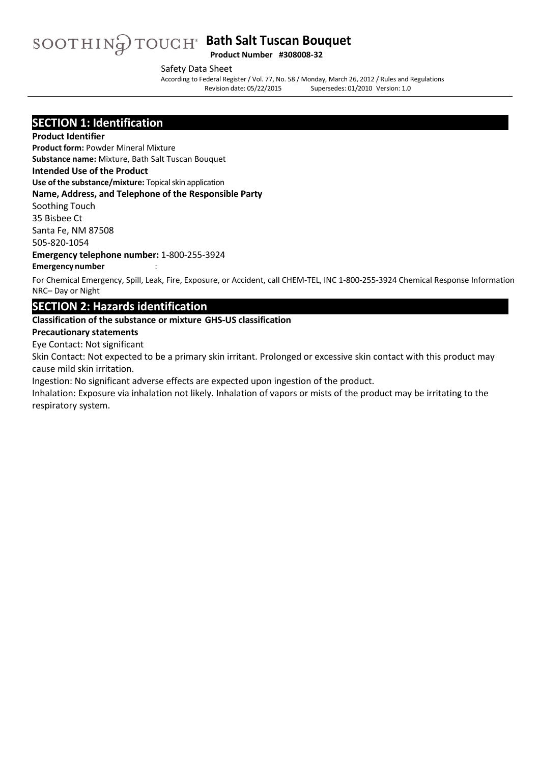# SOOTHING TOUCH® Bath Salt Tuscan Bouquet

**Product Number #308008-32**

Safety Data Sheet

According to Federal Register / Vol. 77, No. 58 / Monday, March 26, 2012 / Rules and Regulations

Revision date: 05/22/2015 Supersedes: 01/2010 Version: 1.0

## SECTION 1: Identification

**Product Identifier**

**Product form:** Powder Mineral Mixture

**Substance name:** Mixture, Bath Salt Tuscan Bouquet

**Intended Use of the Product**

**Use of the substance/mixture:** Topical skin application

**Name, Address, and Telephone of the Responsible Party**

Soothing Touch
35 Bisbee Ct
Santa Fe, NM 87508
505-820-1054

**Emergency telephone number:** 1-800-255-3924

**Emergency number** :

For Chemical Emergency, Spill, Leak, Fire, Exposure, or Accident, call CHEM-TEL, INC 1-800-255-3924 Chemical Response Information NRC– Day or Night

## SECTION 2: Hazards identification

**Classification of the substance or mixture GHS-US classification**

**Precautionary statements**

Eye Contact: Not significant

Skin Contact: Not expected to be a primary skin irritant. Prolonged or excessive skin contact with this product may cause mild skin irritation.

Ingestion: No significant adverse effects are expected upon ingestion of the product.

Inhalation: Exposure via inhalation not likely. Inhalation of vapors or mists of the product may be irritating to the respiratory system.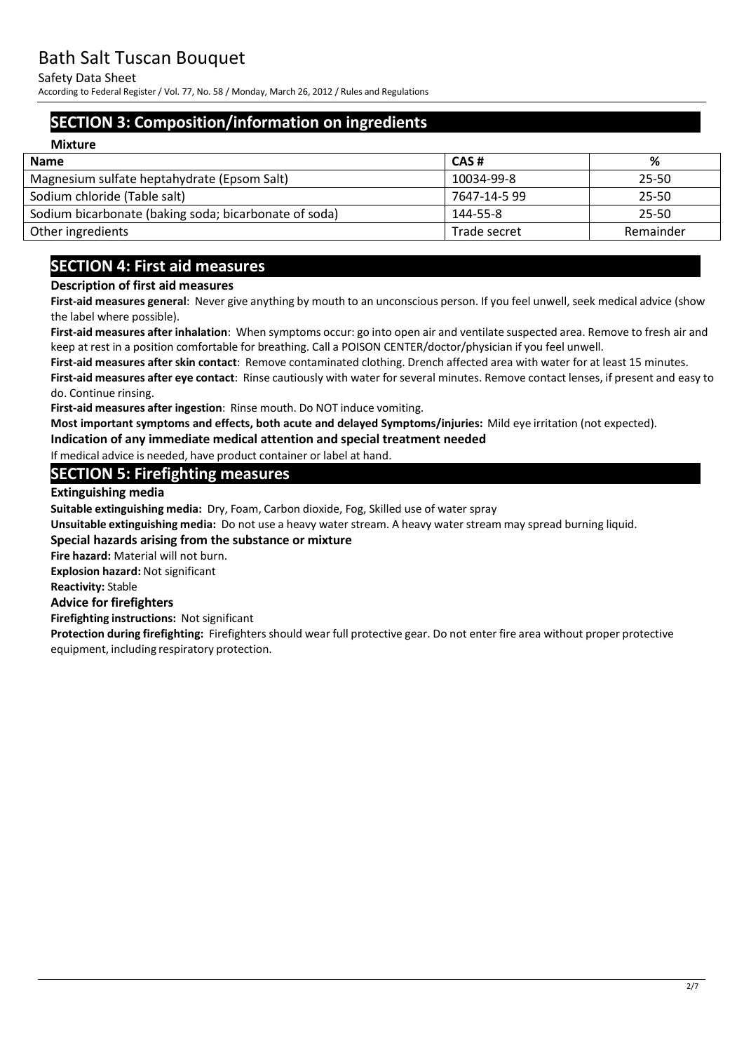## SECTION 3: Composition/information on ingredients

**Mixture**

| Name | CAS # | % |
| --- | --- | --- |
| Magnesium sulfate heptahydrate (Epsom Salt) | 10034-99-8 | 25-50 |
| Sodium chloride (Table salt) | 7647-14-5 99 | 25-50 |
| Sodium bicarbonate (baking soda; bicarbonate of soda) | 144-55-8 | 25-50 |
| Other ingredients | Trade secret | Remainder |

## SECTION 4: First aid measures

**Description of first aid measures**

**First-aid measures general**: Never give anything by mouth to an unconscious person. If you feel unwell, seek medical advice (show the label where possible).

**First-aid measures after inhalation**: When symptoms occur: go into open air and ventilate suspected area. Remove to fresh air and keep at rest in a position comfortable for breathing. Call a POISON CENTER/doctor/physician if you feel unwell.

**First-aid measures after skin contact**: Remove contaminated clothing. Drench affected area with water for at least 15 minutes.

**First-aid measures after eye contact**: Rinse cautiously with water for several minutes. Remove contact lenses, if present and easy to do. Continue rinsing.

**First-aid measures after ingestion**: Rinse mouth. Do NOT induce vomiting.

**Most important symptoms and effects, both acute and delayed Symptoms/injuries:** Mild eye irritation (not expected).

**Indication of any immediate medical attention and special treatment needed**

If medical advice is needed, have product container or label at hand.

## SECTION 5: Firefighting measures

**Extinguishing media**

**Suitable extinguishing media:** Dry, Foam, Carbon dioxide, Fog, Skilled use of water spray

**Unsuitable extinguishing media:** Do not use a heavy water stream. A heavy water stream may spread burning liquid.

**Special hazards arising from the substance or mixture**

**Fire hazard:** Material will not burn.

**Explosion hazard:** Not significant

**Reactivity:** Stable

**Advice for firefighters**

**Firefighting instructions:** Not significant

**Protection during firefighting:** Firefighters should wear full protective gear. Do not enter fire area without proper protective equipment, including respiratory protection.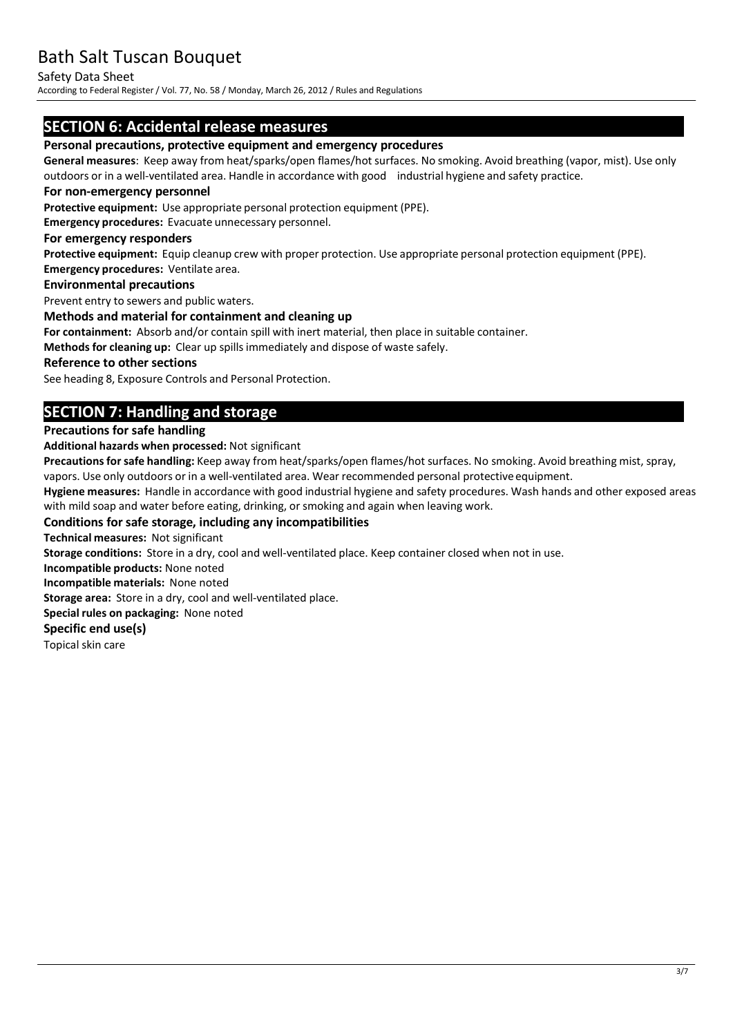## SECTION 6: Accidental release measures

### Personal precautions, protective equipment and emergency procedures

**General measures**: Keep away from heat/sparks/open flames/hot surfaces. No smoking. Avoid breathing (vapor, mist). Use only outdoors or in a well-ventilated area. Handle in accordance with good industrial hygiene and safety practice.

### For non-emergency personnel

**Protective equipment:** Use appropriate personal protection equipment (PPE).

**Emergency procedures:** Evacuate unnecessary personnel.

### For emergency responders

**Protective equipment:** Equip cleanup crew with proper protection. Use appropriate personal protection equipment (PPE).

**Emergency procedures:** Ventilate area.

### Environmental precautions

Prevent entry to sewers and public waters.

### Methods and material for containment and cleaning up

**For containment:** Absorb and/or contain spill with inert material, then place in suitable container.

**Methods for cleaning up:** Clear up spills immediately and dispose of waste safely.

### Reference to other sections

See heading 8, Exposure Controls and Personal Protection.

## SECTION 7: Handling and storage

### Precautions for safe handling

**Additional hazards when processed:** Not significant

**Precautions for safe handling:** Keep away from heat/sparks/open flames/hot surfaces. No smoking. Avoid breathing mist, spray, vapors. Use only outdoors or in a well-ventilated area. Wear recommended personal protective equipment.

**Hygiene measures:** Handle in accordance with good industrial hygiene and safety procedures. Wash hands and other exposed areas with mild soap and water before eating, drinking, or smoking and again when leaving work.

### Conditions for safe storage, including any incompatibilities

**Technical measures:** Not significant

**Storage conditions:** Store in a dry, cool and well-ventilated place. Keep container closed when not in use.

**Incompatible products:** None noted

**Incompatible materials:** None noted

**Storage area:** Store in a dry, cool and well-ventilated place.

**Special rules on packaging:** None noted

### Specific end use(s)

Topical skin care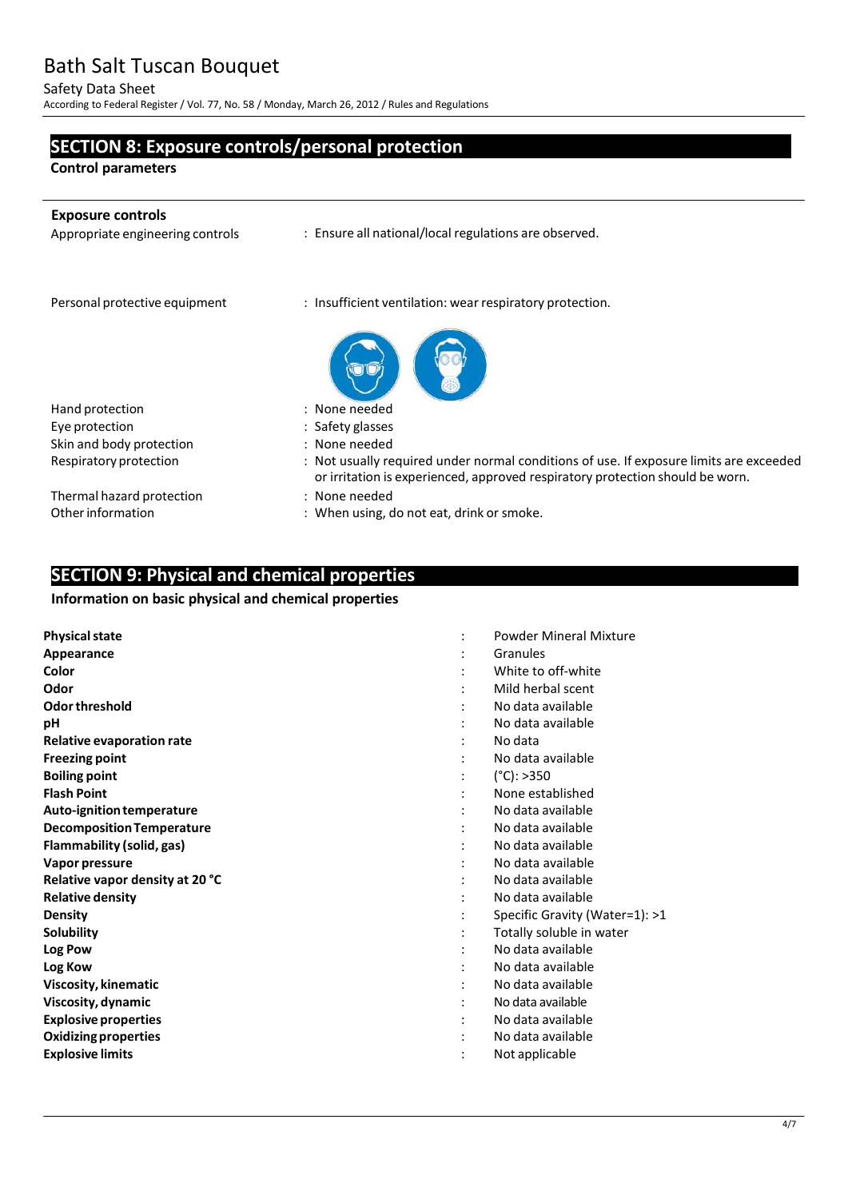## SECTION 8: Exposure controls/personal protection

**Control parameters**

**Exposure controls**

| | |
|---|---|
| Appropriate engineering controls | : Ensure all national/local regulations are observed. |
| Personal protective equipment | : Insufficient ventilation: wear respiratory protection. |
| Hand protection | : None needed |
| Eye protection | : Safety glasses |
| Skin and body protection | : None needed |
| Respiratory protection | : Not usually required under normal conditions of use. If exposure limits are exceeded or irritation is experienced, approved respiratory protection should be worn. |
| Thermal hazard protection | : None needed |
| Other information | : When using, do not eat, drink or smoke. |

## SECTION 9: Physical and chemical properties

**Information on basic physical and chemical properties**

| | |
|---|---|
| **Physical state** | : Powder Mineral Mixture |
| **Appearance** | : Granules |
| **Color** | : White to off-white |
| **Odor** | : Mild herbal scent |
| **Odor threshold** | : No data available |
| **pH** | : No data available |
| **Relative evaporation rate** | : No data |
| **Freezing point** | : No data available |
| **Boiling point** | : (°C): >350 |
| **Flash Point** | : None established |
| **Auto-ignition temperature** | : No data available |
| **Decomposition Temperature** | : No data available |
| **Flammability (solid, gas)** | : No data available |
| **Vapor pressure** | : No data available |
| **Relative vapor density at 20 °C** | : No data available |
| **Relative density** | : No data available |
| **Density** | : Specific Gravity (Water=1): >1 |
| **Solubility** | : Totally soluble in water |
| **Log Pow** | : No data available |
| **Log Kow** | : No data available |
| **Viscosity, kinematic** | : No data available |
| **Viscosity, dynamic** | : No data available |
| **Explosive properties** | : No data available |
| **Oxidizing properties** | : No data available |
| **Explosive limits** | : Not applicable |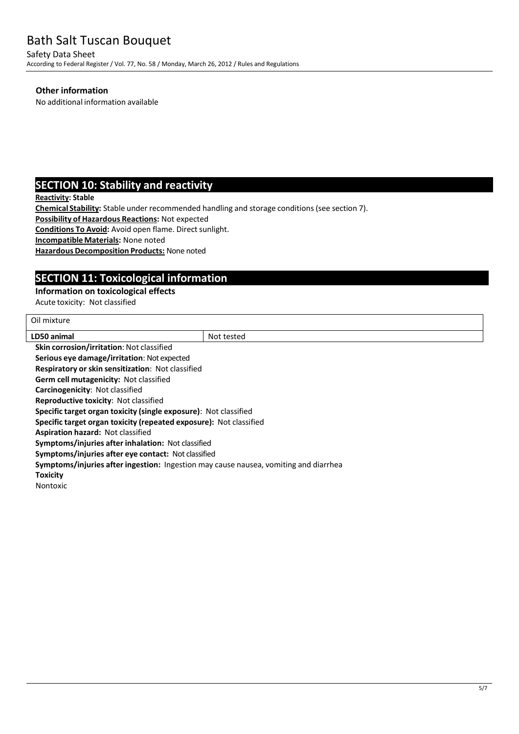**Other information**

No additional information available

## SECTION 10: Stability and reactivity

**Reactivity: Stable**

**Chemical Stability:** Stable under recommended handling and storage conditions (see section 7).

**Possibility of Hazardous Reactions:** Not expected

**Conditions To Avoid:** Avoid open flame. Direct sunlight.

**Incompatible Materials:** None noted

**Hazardous Decomposition Products:** None noted

## SECTION 11: Toxicological information

**Information on toxicological effects**

Acute toxicity: Not classified

| Oil mixture | |
|---|---|
| **LD50 animal** | Not tested |

**Skin corrosion/irritation**: Not classified

**Serious eye damage/irritation**: Not expected

**Respiratory or skin sensitization**: Not classified

**Germ cell mutagenicity:** Not classified

**Carcinogenicity**: Not classified

**Reproductive toxicity**: Not classified

**Specific target organ toxicity (single exposure)**: Not classified

**Specific target organ toxicity (repeated exposure):** Not classified

**Aspiration hazard:** Not classified

**Symptoms/injuries after inhalation:** Not classified

**Symptoms/injuries after eye contact:** Not classified

**Symptoms/injuries after ingestion:** Ingestion may cause nausea, vomiting and diarrhea

**Toxicity**

Nontoxic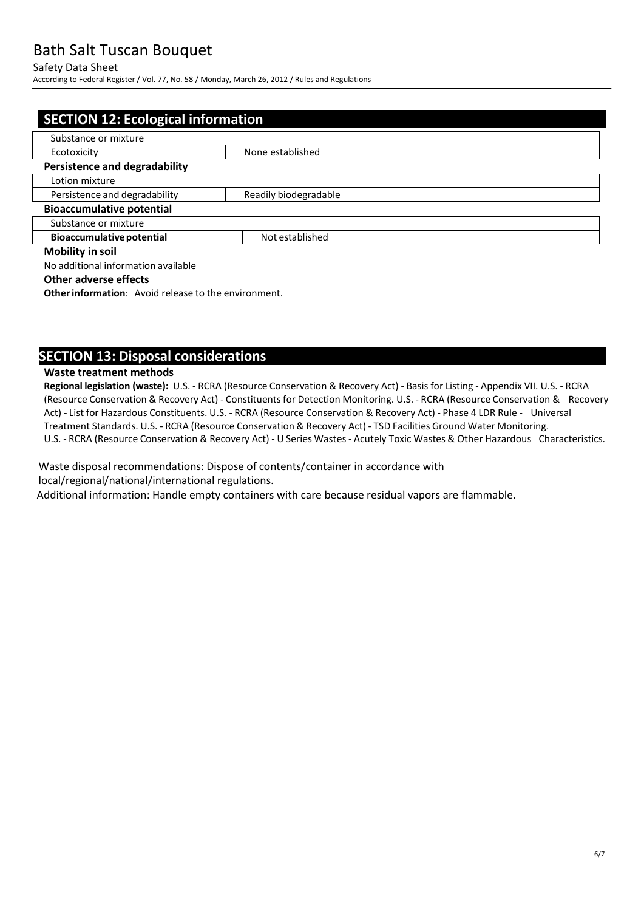## SECTION 12: Ecological information

| Substance or mixture | |
|---|---|
| Ecotoxicity | None established |

**Persistence and degradability**

| Lotion mixture | |
|---|---|
| Persistence and degradability | Readily biodegradable |

**Bioaccumulative potential**

| Substance or mixture | |
|---|---|
| **Bioaccumulative potential** | Not established |

**Mobility in soil**

No additional information available

**Other adverse effects**

**Other information**: Avoid release to the environment.

## SECTION 13: Disposal considerations

**Waste treatment methods**

**Regional legislation (waste):** U.S. - RCRA (Resource Conservation & Recovery Act) - Basis for Listing - Appendix VII. U.S. - RCRA (Resource Conservation & Recovery Act) - Constituents for Detection Monitoring. U.S. - RCRA (Resource Conservation & Recovery Act) - List for Hazardous Constituents. U.S. - RCRA (Resource Conservation & Recovery Act) - Phase 4 LDR Rule - Universal Treatment Standards. U.S. - RCRA (Resource Conservation & Recovery Act) - TSD Facilities Ground Water Monitoring. U.S. - RCRA (Resource Conservation & Recovery Act) - U Series Wastes - Acutely Toxic Wastes & Other Hazardous Characteristics.

Waste disposal recommendations: Dispose of contents/container in accordance with local/regional/national/international regulations.

Additional information: Handle empty containers with care because residual vapors are flammable.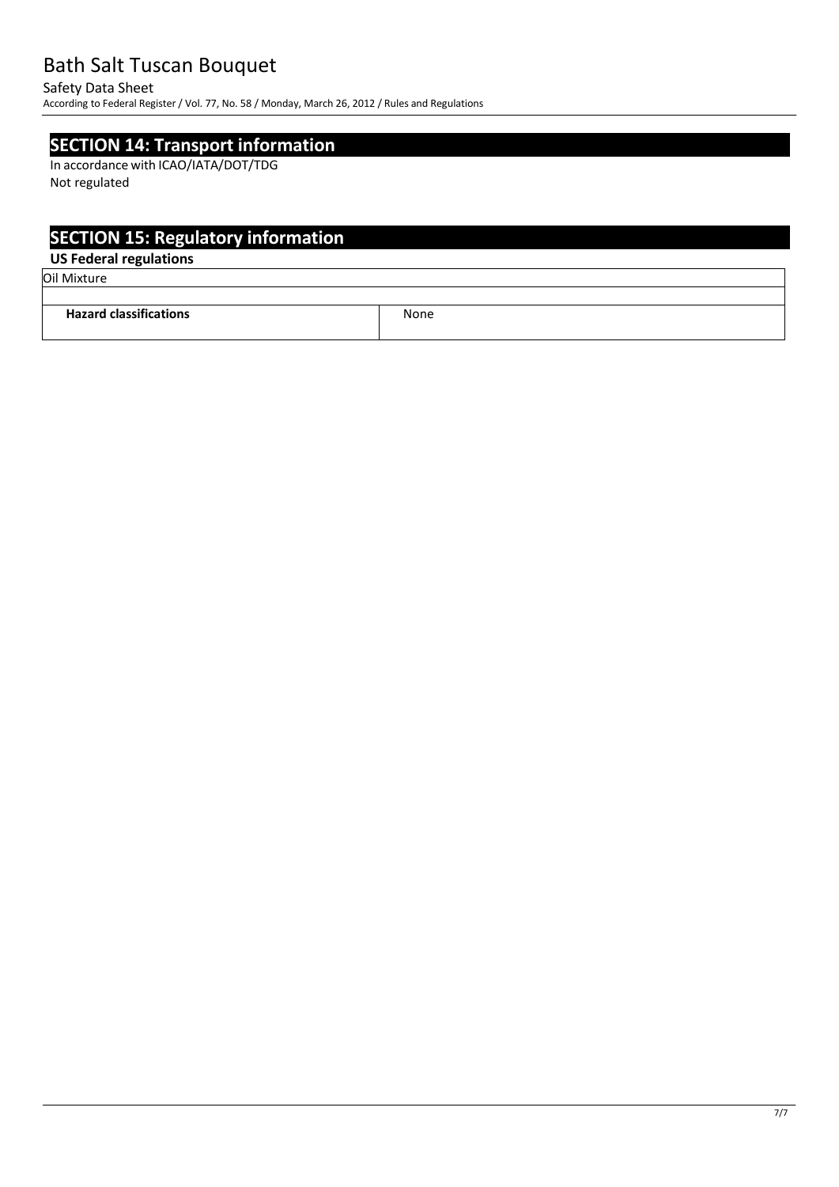## SECTION 14: Transport information

In accordance with ICAO/IATA/DOT/TDG

Not regulated

## SECTION 15: Regulatory information

### US Federal regulations

| Oil Mixture | |
|---|---|
| | |
| **Hazard classifications** | None |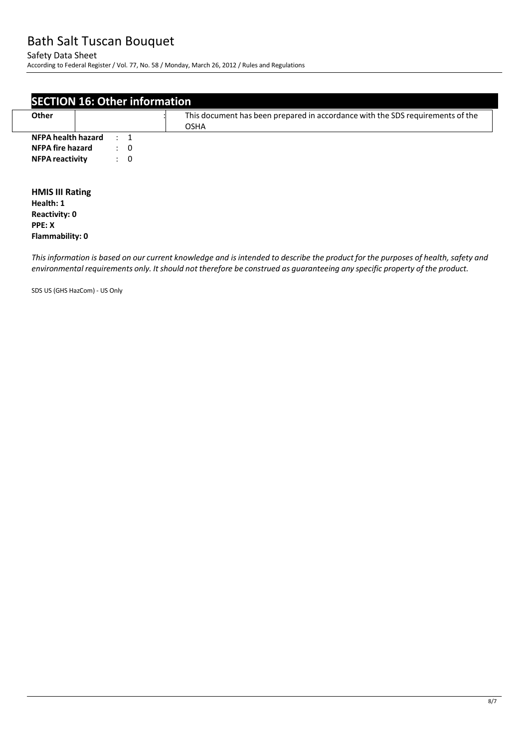## SECTION 16: Other information

| | |
|---|---|
| **Other** | : This document has been prepared in accordance with the SDS requirements of the OSHA |

**NFPA health hazard** : 1
**NFPA fire hazard** : 0
**NFPA reactivity** : 0

**HMIS III Rating**
**Health: 1**
**Reactivity: 0**
**PPE: X**
**Flammability: 0**

*This information is based on our current knowledge and is intended to describe the product for the purposes of health, safety and environmental requirements only. It should not therefore be construed as guaranteeing any specific property of the product.*

SDS US (GHS HazCom) - US Only